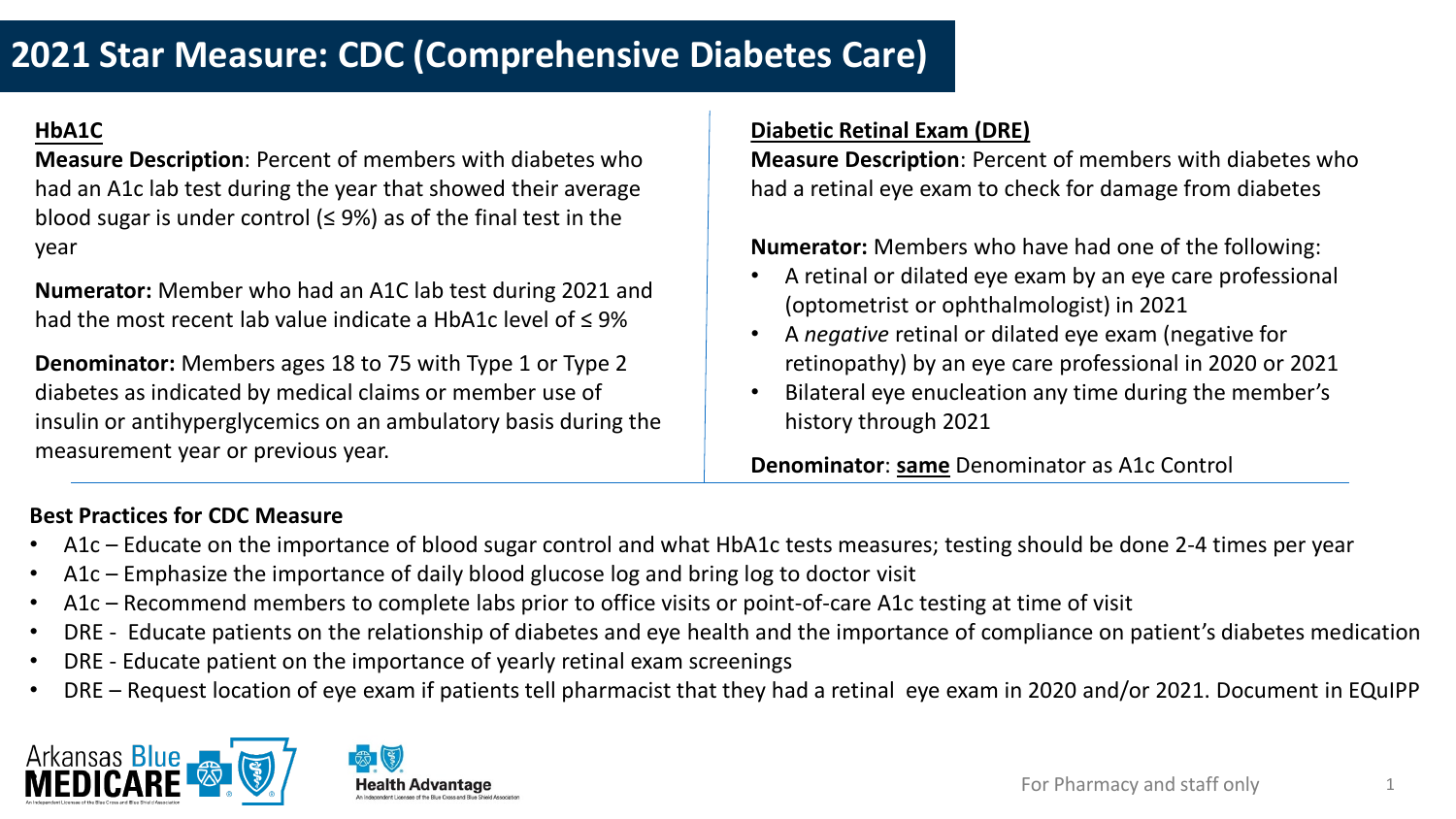# 2021 Star Measure: CDC (Comprehensive Diabetes Care)

## HbA1C

**Measure Description**: Percent of members with diabetes who had an A1c lab test during the year that showed their average blood sugar is under control (≤ 9%) as of the final test in the year

**Numerator:** Member who had an A1C lab test during 2021 and had the most recent lab value indicate a HbA1c level of ≤ 9%

**Denominator:** Members ages 18 to 75 with Type 1 or Type 2 diabetes as indicated by medical claims or member use of insulin or antihyperglycemics on an ambulatory basis during the measurement year or previous year.

## Diabetic Retinal Exam (DRE)

**Measure Description**: Percent of members with diabetes who had a retinal eye exam to check for damage from diabetes

**Numerator:** Members who have had one of the following:

- A retinal or dilated eye exam by an eye care professional (optometrist or ophthalmologist) in 2021
- A *negative* retinal or dilated eye exam (negative for retinopathy) by an eye care professional in 2020 or 2021
- Bilateral eye enucleation any time during the member's history through 2021

**Denominator**: **same** Denominator as A1c Control

### Best Practices for CDC Measure

- A1c – Educate on the importance of blood sugar control and what HbA1c tests measures; testing should be done 2-4 times per year
- A1c – Emphasize the importance of daily blood glucose log and bring log to doctor visit
- A1c – Recommend members to complete labs prior to office visits or point-of-care A1c testing at time of visit
- DRE - Educate patients on the relationship of diabetes and eye health and the importance of compliance on patient's diabetes medication
- DRE - Educate patient on the importance of yearly retinal exam screenings
- DRE – Request location of eye exam if patients tell pharmacist that they had a retinal eye exam in 2020 and/or 2021. Document in EQuIPP

Arkansas Blue MEDICARE

Health Advantage

For Pharmacy and staff only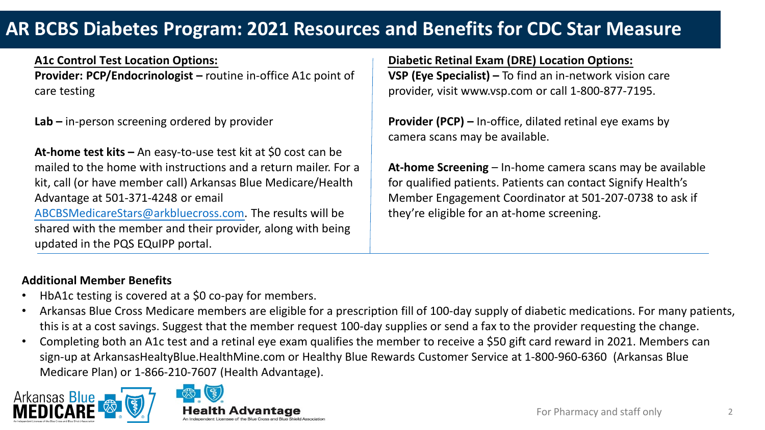# AR BCBS Diabetes Program: 2021 Resources and Benefits for CDC Star Measure

**A1c Control Test Location Options:**

**Provider: PCP/Endocrinologist –** routine in-office A1c point of care testing

**Lab –** in-person screening ordered by provider

**At-home test kits –** An easy-to-use test kit at $0 cost can be mailed to the home with instructions and a return mailer. For a kit, call (or have member call) Arkansas Blue Medicare/Health Advantage at 501-371-4248 or email ABCBSMedicareStars@arkbluecross.com. The results will be shared with the member and their provider, along with being updated in the PQS EQuIPP portal.

**Diabetic Retinal Exam (DRE) Location Options:**

**VSP (Eye Specialist) –** To find an in-network vision care provider, visit www.vsp.com or call 1-800-877-7195.

**Provider (PCP) –** In-office, dilated retinal eye exams by camera scans may be available.

**At-home Screening** – In-home camera scans may be available for qualified patients. Patients can contact Signify Health's Member Engagement Coordinator at 501-207-0738 to ask if they're eligible for an at-home screening.

**Additional Member Benefits**

- HbA1c testing is covered at a $0 co-pay for members.
- Arkansas Blue Cross Medicare members are eligible for a prescription fill of 100-day supply of diabetic medications. For many patients, this is at a cost savings. Suggest that the member request 100-day supplies or send a fax to the provider requesting the change.
- Completing both an A1c test and a retinal eye exam qualifies the member to receive a $50 gift card reward in 2021. Members can sign-up at ArkansasHealtyBlue.HealthMine.com or Healthy Blue Rewards Customer Service at 1-800-960-6360 (Arkansas Blue Medicare Plan) or 1-866-210-7607 (Health Advantage).

Arkansas Blue MEDICARE

An Independent Licensee of the Blue Cross and Blue Shield Association

Health Advantage

An Independent Licensee of the Blue Cross and Blue Shield Association

For Pharmacy and staff only